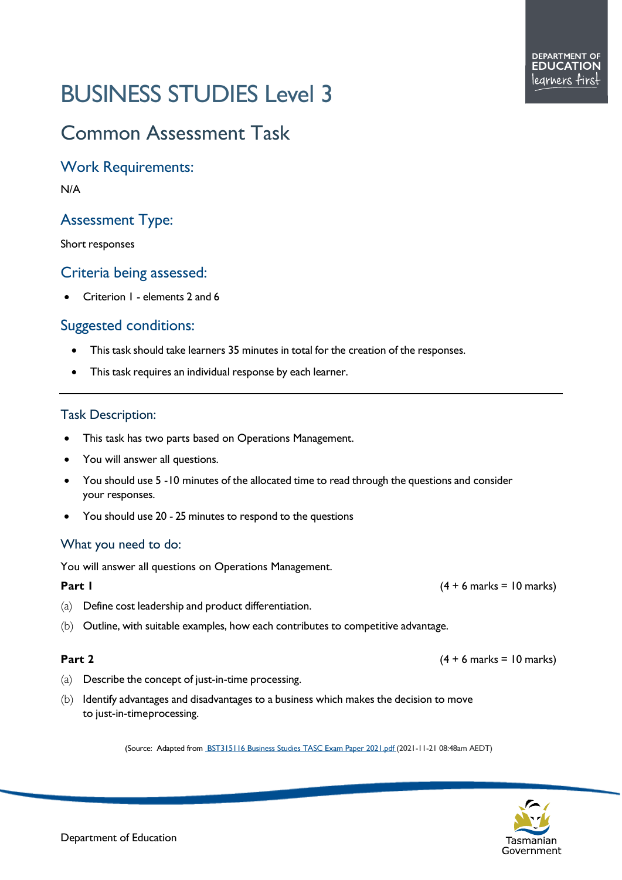# BUSINESS STUDIES Level 3

## Common Assessment Task

### Work Requirements:

N/A

### Assessment Type:

Short responses

### Criteria being assessed:

- Criterion 1 - elements 2 and 6

### Suggested conditions:

- This task should take learners 35 minutes in total for the creation of the responses.
- This task requires an individual response by each learner.

---

### Task Description:

- This task has two parts based on Operations Management.
- You will answer all questions.
- You should use 5 -10 minutes of the allocated time to read through the questions and consider your responses.
- You should use 20 - 25 minutes to respond to the questions

### What you need to do:

You will answer all questions on Operations Management.

**Part 1** (4 + 6 marks = 10 marks)

(a) Define cost leadership and product differentiation.

(b) Outline, with suitable examples, how each contributes to competitive advantage.

**Part 2** (4 + 6 marks = 10 marks)

(a) Describe the concept of just-in-time processing.

(b) Identify advantages and disadvantages to a business which makes the decision to move to just-in-timeprocessing.

(Source: Adapted from BST315116 Business Studies TASC Exam Paper 2021.pdf (2021-11-21 08:48am AEDT)

Department of Education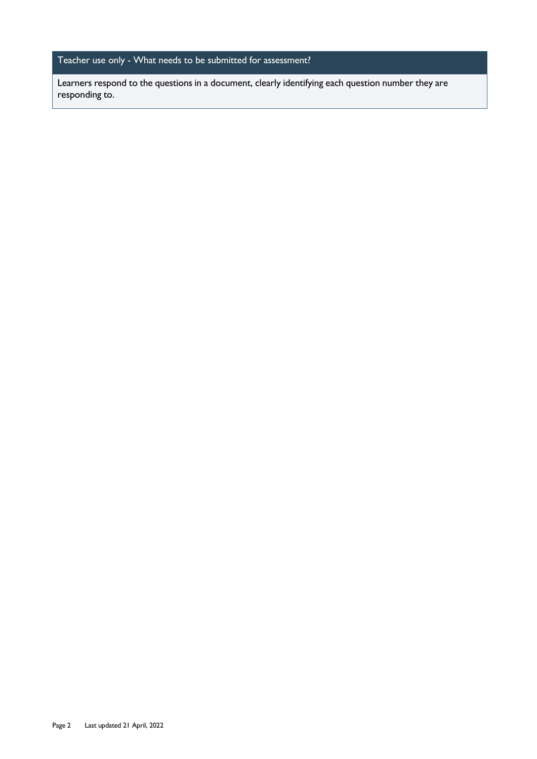| Teacher use only - What needs to be submitted for assessment? |
| --- |
| Learners respond to the questions in a document, clearly identifying each question number they are responding to. |